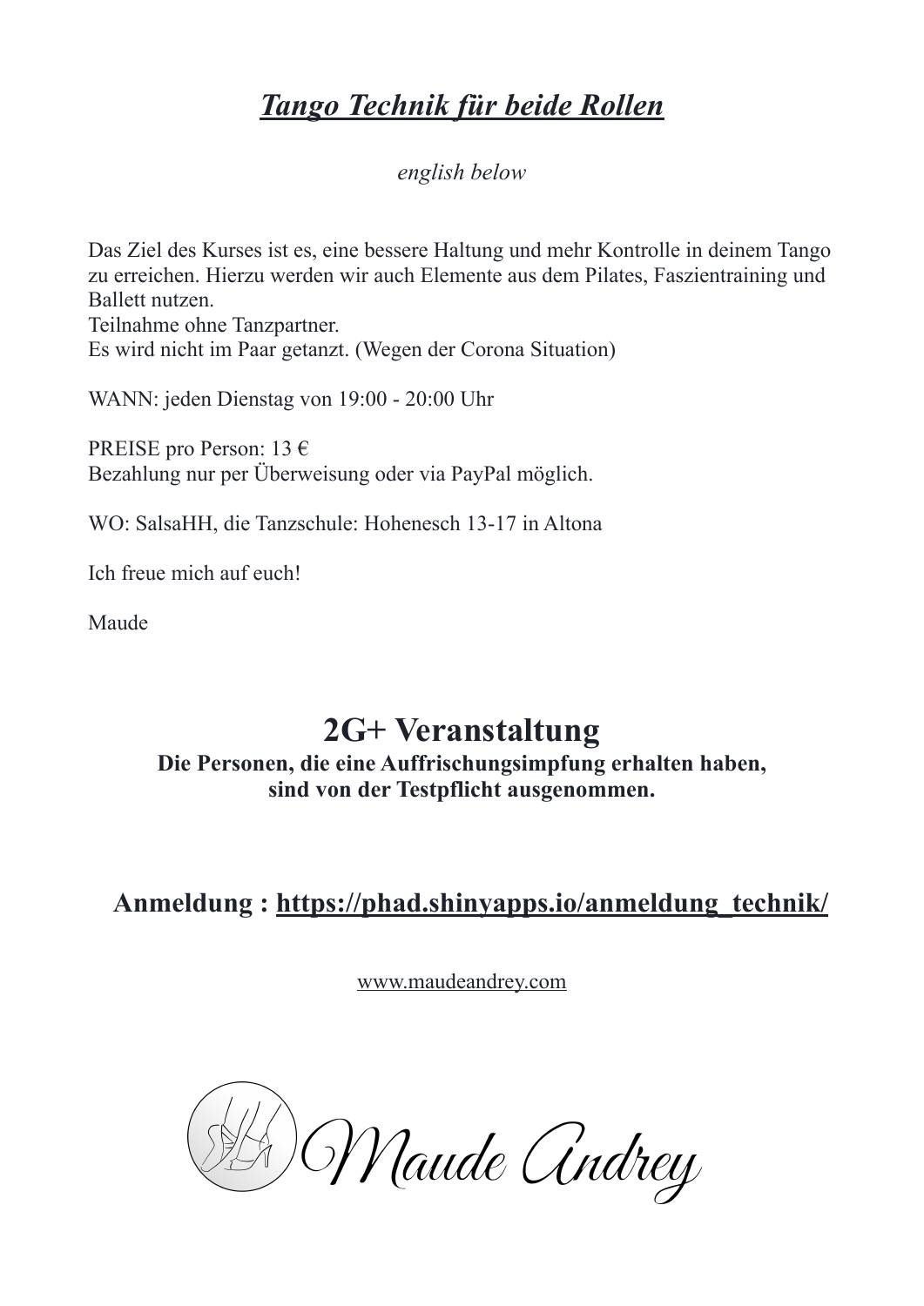# *Tango Technik für beide Rollen*

*english below*

Das Ziel des Kurses ist es, eine bessere Haltung und mehr Kontrolle in deinem Tango zu erreichen. Hierzu werden wir auch Elemente aus dem Pilates, Faszientraining und Ballett nutzen.
Teilnahme ohne Tanzpartner.
Es wird nicht im Paar getanzt. (Wegen der Corona Situation)

WANN: jeden Dienstag von 19:00 - 20:00 Uhr

PREISE pro Person: 13 €
Bezahlung nur per Überweisung oder via PayPal möglich.

WO: SalsaHH, die Tanzschule: Hohenesch 13-17 in Altona

Ich freue mich auf euch!

Maude

## 2G+ Veranstaltung

**Die Personen, die eine Auffrischungsimpfung erhalten haben, sind von der Testpflicht ausgenommen.**

**Anmeldung : https://phad.shinyapps.io/anmeldung_technik/**

www.maudeandrey.com

Maude Andrey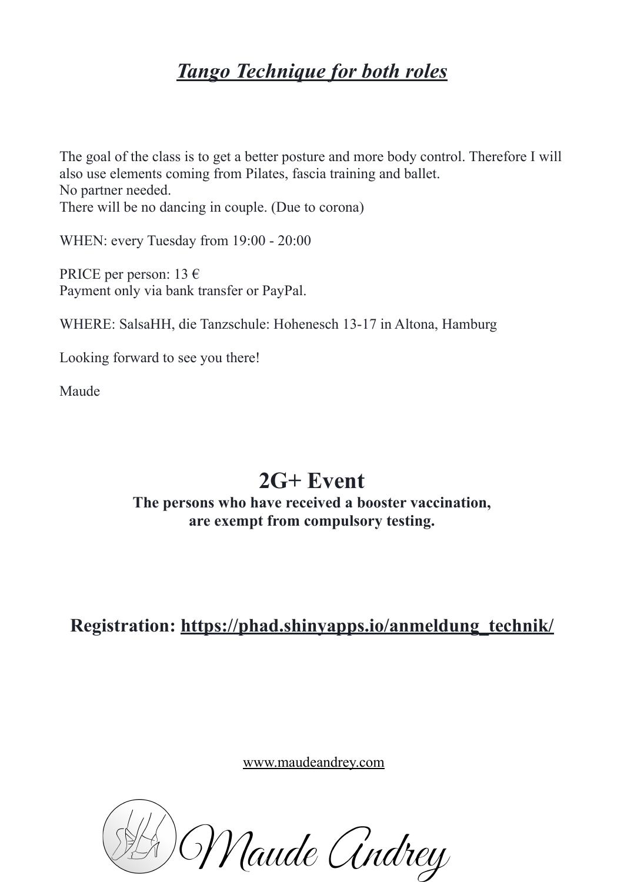# ***Tango Technique for both roles***

The goal of the class is to get a better posture and more body control. Therefore I will also use elements coming from Pilates, fascia training and ballet.
No partner needed.
There will be no dancing in couple. (Due to corona)

WHEN: every Tuesday from 19:00 - 20:00

PRICE per person: 13 €
Payment only via bank transfer or PayPal.

WHERE: SalsaHH, die Tanzschule: Hohenesch 13-17 in Altona, Hamburg

Looking forward to see you there!

Maude

## 2G+ Event

**The persons who have received a booster vaccination, are exempt from compulsory testing.**

**Registration: https://phad.shinyapps.io/anmeldung_technik/**

www.maudeandrey.com

Maude Andrey